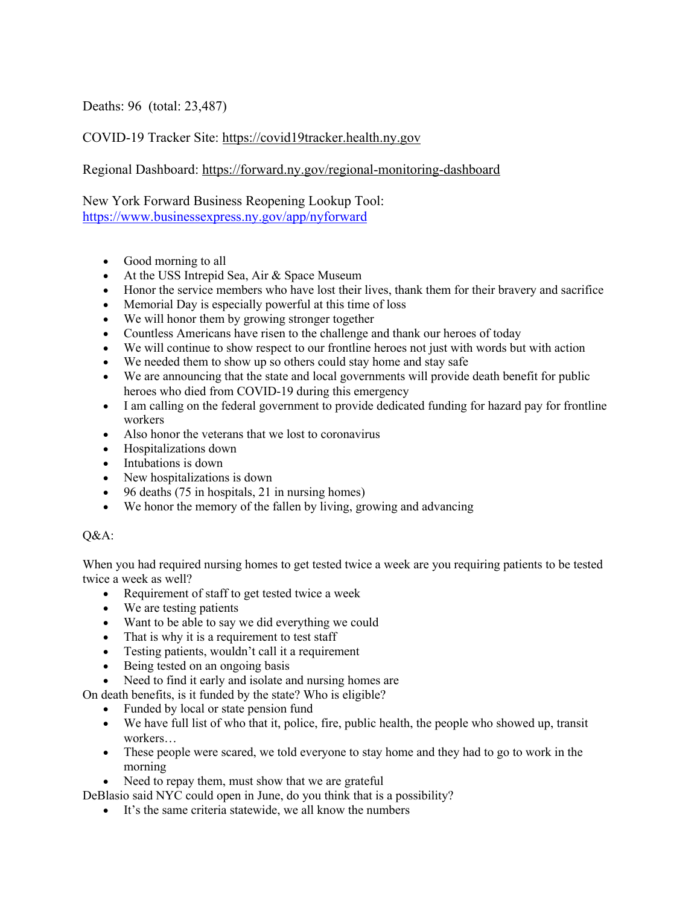Deaths: 96 (total: 23,487)

COVID-19 Tracker Site: https://covid19tracker.health.ny.gov

Regional Dashboard: https://forward.ny.gov/regional-monitoring-dashboard

New York Forward Business Reopening Lookup Tool: https://www.businessexpress.ny.gov/app/nyforward

- Good morning to all
- At the USS Intrepid Sea, Air & Space Museum
- Honor the service members who have lost their lives, thank them for their bravery and sacrifice
- Memorial Day is especially powerful at this time of loss
- We will honor them by growing stronger together
- Countless Americans have risen to the challenge and thank our heroes of today
- We will continue to show respect to our frontline heroes not just with words but with action
- We needed them to show up so others could stay home and stay safe
- We are announcing that the state and local governments will provide death benefit for public heroes who died from COVID-19 during this emergency
- I am calling on the federal government to provide dedicated funding for hazard pay for frontline workers
- Also honor the veterans that we lost to coronavirus
- Hospitalizations down
- Intubations is down
- New hospitalizations is down
- 96 deaths (75 in hospitals, 21 in nursing homes)
- We honor the memory of the fallen by living, growing and advancing

Q&A:

When you had required nursing homes to get tested twice a week are you requiring patients to be tested twice a week as well?

- Requirement of staff to get tested twice a week
- We are testing patients
- Want to be able to say we did everything we could
- That is why it is a requirement to test staff
- Testing patients, wouldn't call it a requirement
- Being tested on an ongoing basis
- Need to find it early and isolate and nursing homes are

On death benefits, is it funded by the state? Who is eligible?

- Funded by local or state pension fund
- We have full list of who that it, police, fire, public health, the people who showed up, transit workers…
- These people were scared, we told everyone to stay home and they had to go to work in the morning
- Need to repay them, must show that we are grateful

DeBlasio said NYC could open in June, do you think that is a possibility?

- It's the same criteria statewide, we all know the numbers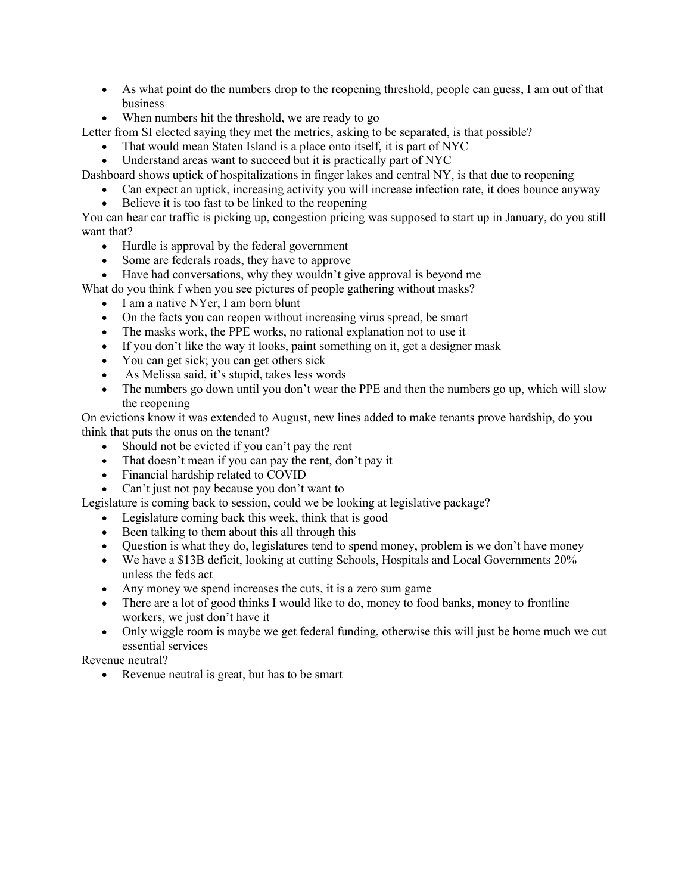- As what point do the numbers drop to the reopening threshold, people can guess, I am out of that business
- When numbers hit the threshold, we are ready to go

Letter from SI elected saying they met the metrics, asking to be separated, is that possible?

- That would mean Staten Island is a place onto itself, it is part of NYC
- Understand areas want to succeed but it is practically part of NYC

Dashboard shows uptick of hospitalizations in finger lakes and central NY, is that due to reopening

- Can expect an uptick, increasing activity you will increase infection rate, it does bounce anyway
- Believe it is too fast to be linked to the reopening

You can hear car traffic is picking up, congestion pricing was supposed to start up in January, do you still want that?

- Hurdle is approval by the federal government
- Some are federals roads, they have to approve
- Have had conversations, why they wouldn't give approval is beyond me

What do you think f when you see pictures of people gathering without masks?

- I am a native NYer, I am born blunt
- On the facts you can reopen without increasing virus spread, be smart
- The masks work, the PPE works, no rational explanation not to use it
- If you don't like the way it looks, paint something on it, get a designer mask
- You can get sick; you can get others sick
- As Melissa said, it's stupid, takes less words
- The numbers go down until you don't wear the PPE and then the numbers go up, which will slow the reopening

On evictions know it was extended to August, new lines added to make tenants prove hardship, do you think that puts the onus on the tenant?

- Should not be evicted if you can't pay the rent
- That doesn't mean if you can pay the rent, don't pay it
- Financial hardship related to COVID
- Can't just not pay because you don't want to

Legislature is coming back to session, could we be looking at legislative package?

- Legislature coming back this week, think that is good
- Been talking to them about this all through this
- Question is what they do, legislatures tend to spend money, problem is we don't have money
- We have a $13B deficit, looking at cutting Schools, Hospitals and Local Governments 20% unless the feds act
- Any money we spend increases the cuts, it is a zero sum game
- There are a lot of good thinks I would like to do, money to food banks, money to frontline workers, we just don't have it
- Only wiggle room is maybe we get federal funding, otherwise this will just be home much we cut essential services

Revenue neutral?

- Revenue neutral is great, but has to be smart